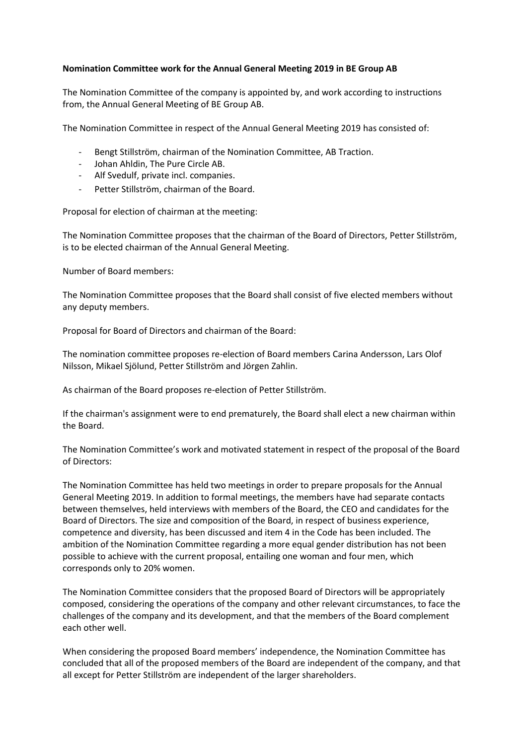**Nomination Committee work for the Annual General Meeting 2019 in BE Group AB**

The Nomination Committee of the company is appointed by, and work according to instructions from, the Annual General Meeting of BE Group AB.

The Nomination Committee in respect of the Annual General Meeting 2019 has consisted of:

- Bengt Stillström, chairman of the Nomination Committee, AB Traction.
- Johan Ahldin, The Pure Circle AB.
- Alf Svedulf, private incl. companies.
- Petter Stillström, chairman of the Board.

Proposal for election of chairman at the meeting:

The Nomination Committee proposes that the chairman of the Board of Directors, Petter Stillström, is to be elected chairman of the Annual General Meeting.

Number of Board members:

The Nomination Committee proposes that the Board shall consist of five elected members without any deputy members.

Proposal for Board of Directors and chairman of the Board:

The nomination committee proposes re-election of Board members Carina Andersson, Lars Olof Nilsson, Mikael Sjölund, Petter Stillström and Jörgen Zahlin.

As chairman of the Board proposes re-election of Petter Stillström.

If the chairman's assignment were to end prematurely, the Board shall elect a new chairman within the Board.

The Nomination Committee's work and motivated statement in respect of the proposal of the Board of Directors:

The Nomination Committee has held two meetings in order to prepare proposals for the Annual General Meeting 2019. In addition to formal meetings, the members have had separate contacts between themselves, held interviews with members of the Board, the CEO and candidates for the Board of Directors. The size and composition of the Board, in respect of business experience, competence and diversity, has been discussed and item 4 in the Code has been included. The ambition of the Nomination Committee regarding a more equal gender distribution has not been possible to achieve with the current proposal, entailing one woman and four men, which corresponds only to 20% women.

The Nomination Committee considers that the proposed Board of Directors will be appropriately composed, considering the operations of the company and other relevant circumstances, to face the challenges of the company and its development, and that the members of the Board complement each other well.

When considering the proposed Board members' independence, the Nomination Committee has concluded that all of the proposed members of the Board are independent of the company, and that all except for Petter Stillström are independent of the larger shareholders.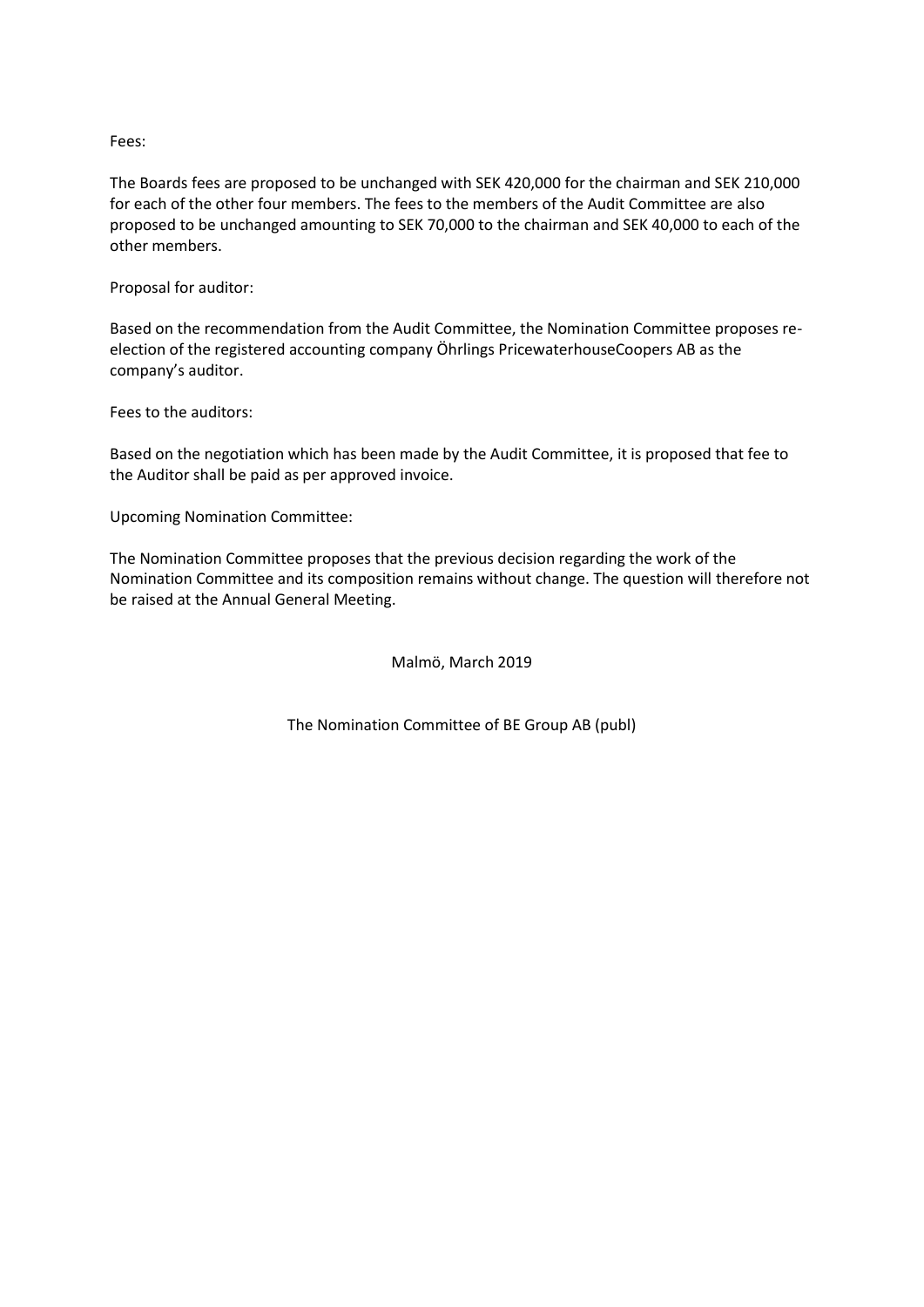Fees:

The Boards fees are proposed to be unchanged with SEK 420,000 for the chairman and SEK 210,000 for each of the other four members. The fees to the members of the Audit Committee are also proposed to be unchanged amounting to SEK 70,000 to the chairman and SEK 40,000 to each of the other members.

Proposal for auditor:

Based on the recommendation from the Audit Committee, the Nomination Committee proposes re-election of the registered accounting company Öhrlings PricewaterhouseCoopers AB as the company's auditor.

Fees to the auditors:

Based on the negotiation which has been made by the Audit Committee, it is proposed that fee to the Auditor shall be paid as per approved invoice.

Upcoming Nomination Committee:

The Nomination Committee proposes that the previous decision regarding the work of the Nomination Committee and its composition remains without change. The question will therefore not be raised at the Annual General Meeting.

Malmö, March 2019

The Nomination Committee of BE Group AB (publ)